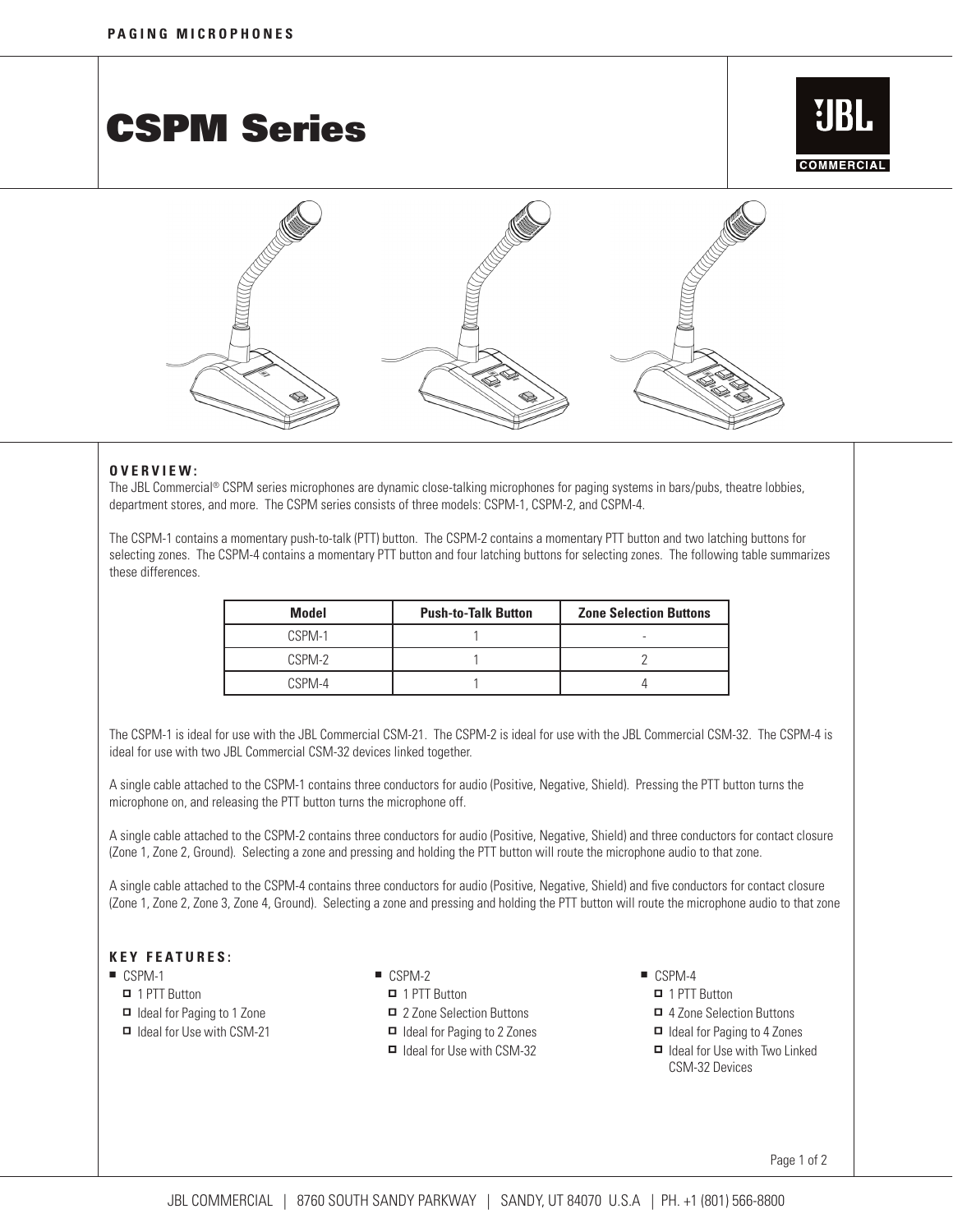PAGING MICROPHONES

# CSPM Series

## OVERVIEW:

The JBL Commercial® CSPM series microphones are dynamic close-talking microphones for paging systems in bars/pubs, theatre lobbies, department stores, and more. The CSPM series consists of three models: CSPM-1, CSPM-2, and CSPM-4.

The CSPM-1 contains a momentary push-to-talk (PTT) button. The CSPM-2 contains a momentary PTT button and two latching buttons for selecting zones. The CSPM-4 contains a momentary PTT button and four latching buttons for selecting zones. The following table summarizes these differences.

| Model | Push-to-Talk Button | Zone Selection Buttons |
|---|---|---|
| CSPM-1 | 1 | - |
| CSPM-2 | 1 | 2 |
| CSPM-4 | 1 | 4 |

The CSPM-1 is ideal for use with the JBL Commercial CSM-21. The CSPM-2 is ideal for use with the JBL Commercial CSM-32. The CSPM-4 is ideal for use with two JBL Commercial CSM-32 devices linked together.

A single cable attached to the CSPM-1 contains three conductors for audio (Positive, Negative, Shield). Pressing the PTT button turns the microphone on, and releasing the PTT button turns the microphone off.

A single cable attached to the CSPM-2 contains three conductors for audio (Positive, Negative, Shield) and three conductors for contact closure (Zone 1, Zone 2, Ground). Selecting a zone and pressing and holding the PTT button will route the microphone audio to that zone.

A single cable attached to the CSPM-4 contains three conductors for audio (Positive, Negative, Shield) and five conductors for contact closure (Zone 1, Zone 2, Zone 3, Zone 4, Ground). Selecting a zone and pressing and holding the PTT button will route the microphone audio to that zone

## KEY FEATURES:

- CSPM-1
  - 1 PTT Button
  - Ideal for Paging to 1 Zone
  - Ideal for Use with CSM-21
- CSPM-2
  - 1 PTT Button
  - 2 Zone Selection Buttons
  - Ideal for Paging to 2 Zones
  - Ideal for Use with CSM-32
- CSPM-4
  - 1 PTT Button
  - 4 Zone Selection Buttons
  - Ideal for Paging to 4 Zones
  - Ideal for Use with Two Linked CSM-32 Devices

JBL COMMERCIAL | 8760 SOUTH SANDY PARKWAY | SANDY, UT 84070 U.S.A | PH. +1 (801) 566-8800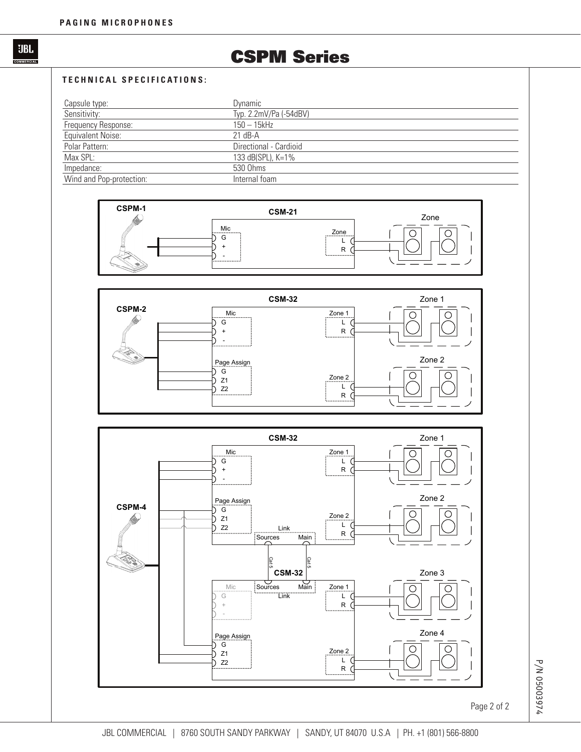# CSPM Series

## TECHNICAL SPECIFICATIONS:

| | |
|---|---|
| Capsule type: | Dynamic |
| Sensitivity: | Typ. 2.2mV/Pa (-54dBV) |
| Frequency Response: | 150 – 15kHz |
| Equivalent Noise: | 21 dB-A |
| Polar Pattern: | Directional - Cardioid |
| Max SPL: | 133 dB(SPL), K=1% |
| Impedance: | 530 Ohms |
| Wind and Pop-protection: | Internal foam |

CSPM-1
CSM-21
Mic
G
+
-
Zone
L
R
Zone

CSPM-2
CSM-32
Mic
G
+
-
Page Assign
G
Z1
Z2
Zone 1
L
R
Zone 2
L
R
Zone 1
Zone 2

CSPM-4
CSM-32
Mic
G
+
-
Page Assign
G
Z1
Z2
Link
Sources
Main
Zone 1
L
R
Zone 2
L
R
Zone 1
Zone 2
Cat 5
Cat 5
CSM-32
Mic
G
+
-
Sources
Main
Link
Page Assign
G
Z1
Z2
Zone 1
L
R
Zone 2
L
R
Zone 3
Zone 4

P/N 05003974

JBL COMMERCIAL | 8760 SOUTH SANDY PARKWAY | SANDY, UT 84070 U.S.A | PH. +1 (801) 566-8800